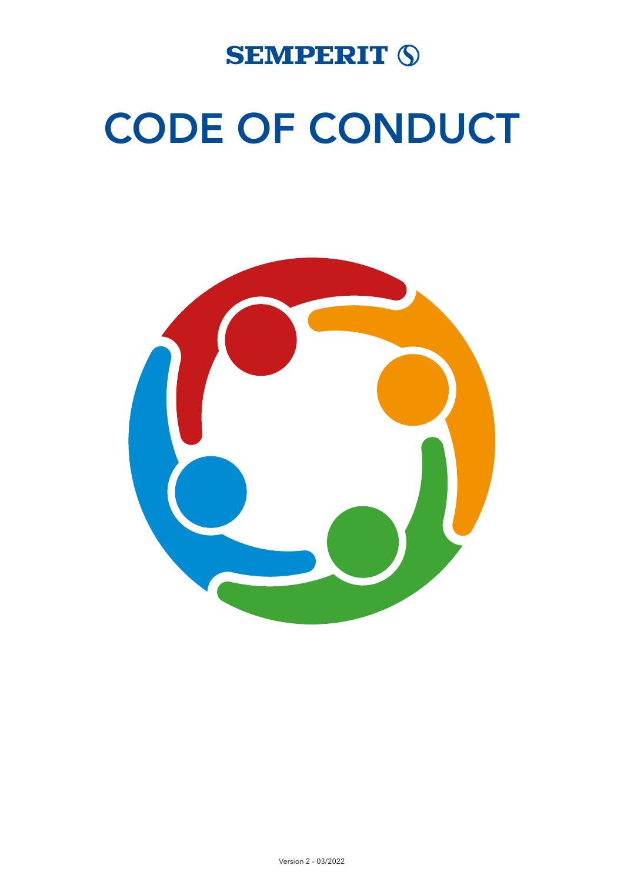SEMPERIT

# CODE OF CONDUCT

Version 2 - 03/2022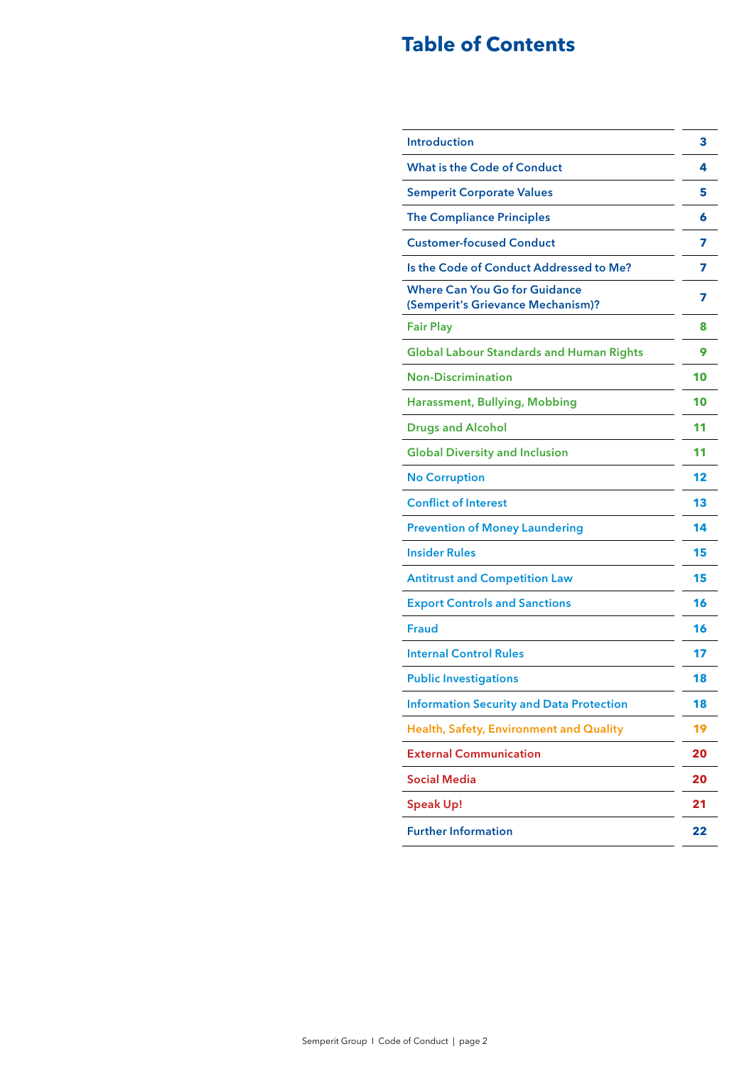# Table of Contents

| | |
|---|---|
| Introduction | 3 |
| What is the Code of Conduct | 4 |
| Semperit Corporate Values | 5 |
| The Compliance Principles | 6 |
| Customer-focused Conduct | 7 |
| Is the Code of Conduct Addressed to Me? | 7 |
| Where Can You Go for Guidance (Semperit's Grievance Mechanism)? | 7 |
| Fair Play | 8 |
| Global Labour Standards and Human Rights | 9 |
| Non-Discrimination | 10 |
| Harassment, Bullying, Mobbing | 10 |
| Drugs and Alcohol | 11 |
| Global Diversity and Inclusion | 11 |
| No Corruption | 12 |
| Conflict of Interest | 13 |
| Prevention of Money Laundering | 14 |
| Insider Rules | 15 |
| Antitrust and Competition Law | 15 |
| Export Controls and Sanctions | 16 |
| Fraud | 16 |
| Internal Control Rules | 17 |
| Public Investigations | 18 |
| Information Security and Data Protection | 18 |
| Health, Safety, Environment and Quality | 19 |
| External Communication | 20 |
| Social Media | 20 |
| Speak Up! | 21 |
| Further Information | 22 |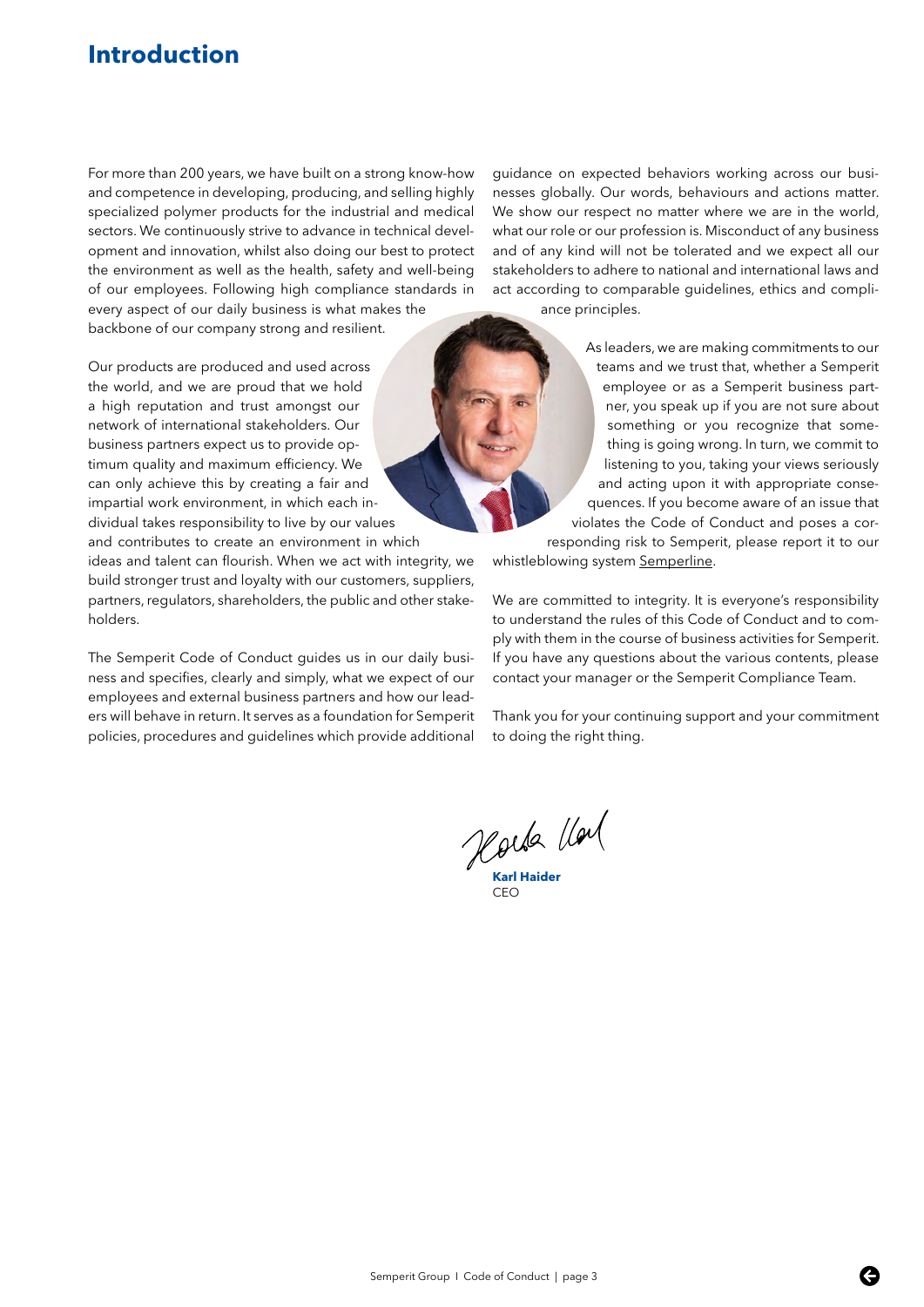# Introduction

For more than 200 years, we have built on a strong know-how and competence in developing, producing, and selling highly specialized polymer products for the industrial and medical sectors. We continuously strive to advance in technical development and innovation, whilst also doing our best to protect the environment as well as the health, safety and well-being of our employees. Following high compliance standards in every aspect of our daily business is what makes the backbone of our company strong and resilient.

Our products are produced and used across the world, and we are proud that we hold a high reputation and trust amongst our network of international stakeholders. Our business partners expect us to provide optimum quality and maximum efficiency. We can only achieve this by creating a fair and impartial work environment, in which each individual takes responsibility to live by our values and contributes to create an environment in which ideas and talent can flourish. When we act with integrity, we build stronger trust and loyalty with our customers, suppliers, partners, regulators, shareholders, the public and other stakeholders.

The Semperit Code of Conduct guides us in our daily business and specifies, clearly and simply, what we expect of our employees and external business partners and how our leaders will behave in return. It serves as a foundation for Semperit policies, procedures and guidelines which provide additional guidance on expected behaviors working across our businesses globally. Our words, behaviours and actions matter. We show our respect no matter where we are in the world, what our role or our profession is. Misconduct of any business and of any kind will not be tolerated and we expect all our stakeholders to adhere to national and international laws and act according to comparable guidelines, ethics and compliance principles.

As leaders, we are making commitments to our teams and we trust that, whether a Semperit employee or as a Semperit business partner, you speak up if you are not sure about something or you recognize that something is going wrong. In turn, we commit to listening to you, taking your views seriously and acting upon it with appropriate consequences. If you become aware of an issue that violates the Code of Conduct and poses a corresponding risk to Semperit, please report it to our whistleblowing system Semperline.

We are committed to integrity. It is everyone's responsibility to understand the rules of this Code of Conduct and to comply with them in the course of business activities for Semperit. If you have any questions about the various contents, please contact your manager or the Semperit Compliance Team.

Thank you for your continuing support and your commitment to doing the right thing.

**Karl Haider**
CEO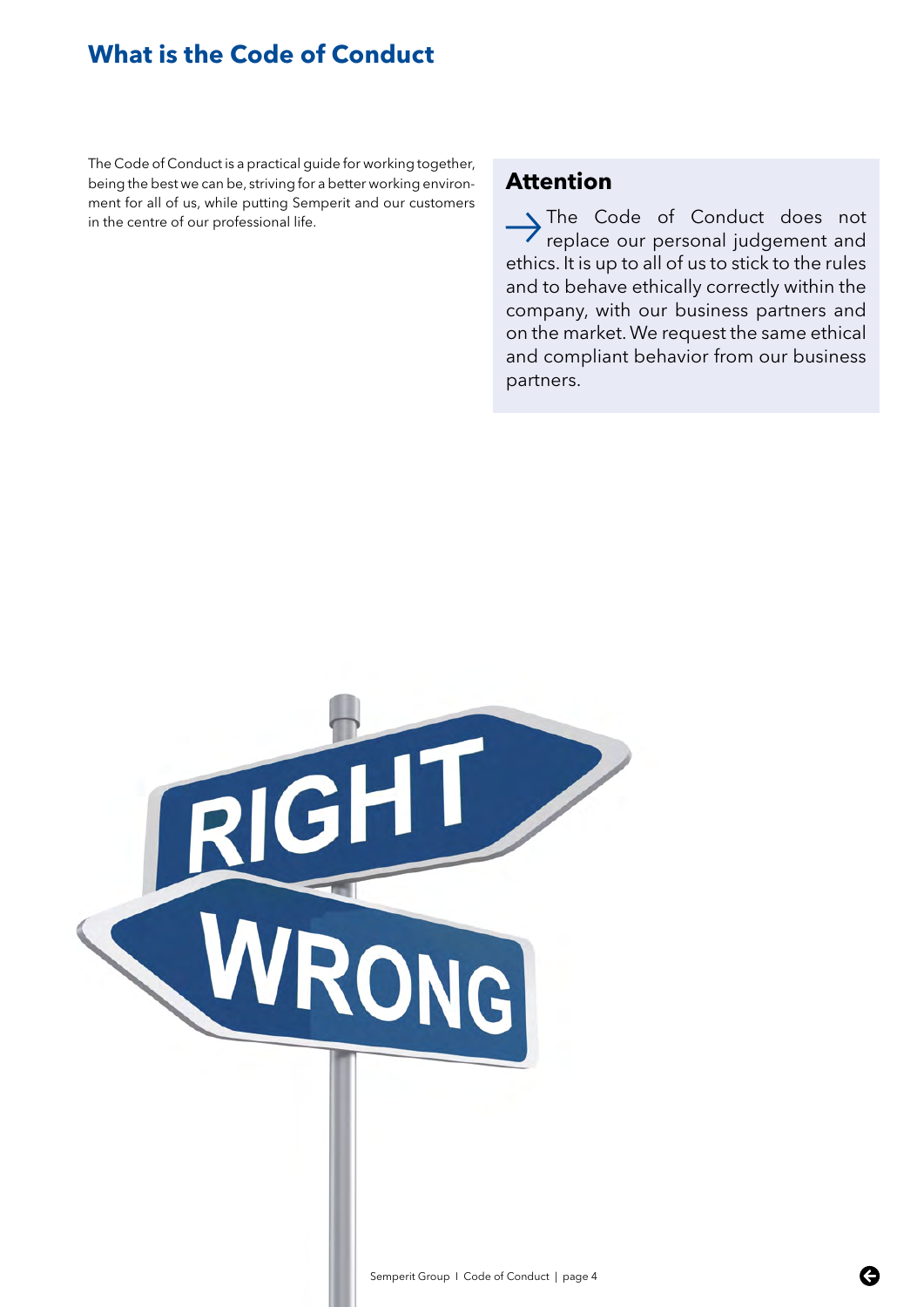# What is the Code of Conduct

The Code of Conduct is a practical guide for working together, being the best we can be, striving for a better working environment for all of us, while putting Semperit and our customers in the centre of our professional life.

## Attention

→ The Code of Conduct does not replace our personal judgement and ethics. It is up to all of us to stick to the rules and to behave ethically correctly within the company, with our business partners and on the market. We request the same ethical and compliant behavior from our business partners.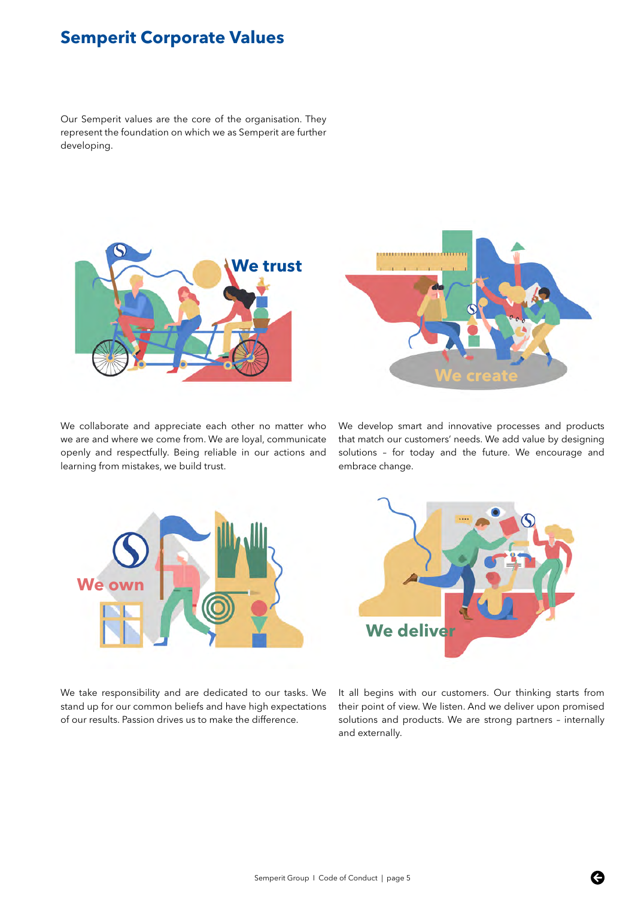# Semperit Corporate Values

Our Semperit values are the core of the organisation. They represent the foundation on which we as Semperit are further developing.

## We trust

We collaborate and appreciate each other no matter who we are and where we come from. We are loyal, communicate openly and respectfully. Being reliable in our actions and learning from mistakes, we build trust.

## We create

We develop smart and innovative processes and products that match our customers' needs. We add value by designing solutions – for today and the future. We encourage and embrace change.

## We own

We take responsibility and are dedicated to our tasks. We stand up for our common beliefs and have high expectations of our results. Passion drives us to make the difference.

## We deliver

It all begins with our customers. Our thinking starts from their point of view. We listen. And we deliver upon promised solutions and products. We are strong partners – internally and externally.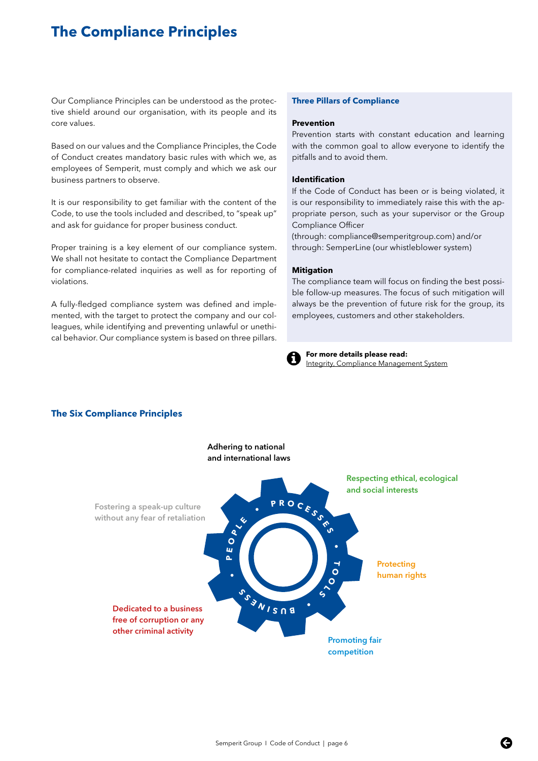# The Compliance Principles

Our Compliance Principles can be understood as the protective shield around our organisation, with its people and its core values.

Based on our values and the Compliance Principles, the Code of Conduct creates mandatory basic rules with which we, as employees of Semperit, must comply and which we ask our business partners to observe.

It is our responsibility to get familiar with the content of the Code, to use the tools included and described, to "speak up" and ask for guidance for proper business conduct.

Proper training is a key element of our compliance system. We shall not hesitate to contact the Compliance Department for compliance-related inquiries as well as for reporting of violations.

A fully-fledged compliance system was defined and implemented, with the target to protect the company and our colleagues, while identifying and preventing unlawful or unethical behavior. Our compliance system is based on three pillars.

### Three Pillars of Compliance

**Prevention**
Prevention starts with constant education and learning with the common goal to allow everyone to identify the pitfalls and to avoid them.

**Identification**
If the Code of Conduct has been or is being violated, it is our responsibility to immediately raise this with the appropriate person, such as your supervisor or the Group Compliance Officer
(through: compliance@semperitgroup.com) and/or through: SemperLine (our whistleblower system)

**Mitigation**
The compliance team will focus on finding the best possible follow-up measures. The focus of such mitigation will always be the prevention of future risk for the group, its employees, customers and other stakeholders.

**For more details please read:**
Integrity, Compliance Management System

## The Six Compliance Principles

- Adhering to national and international laws
- Respecting ethical, ecological and social interests
- Protecting human rights
- Promoting fair competition
- Dedicated to a business free of corruption or any other criminal activity
- Fostering a speak-up culture without any fear of retaliation

PROCESSES • TOOLS • BUSINESS • PEOPLE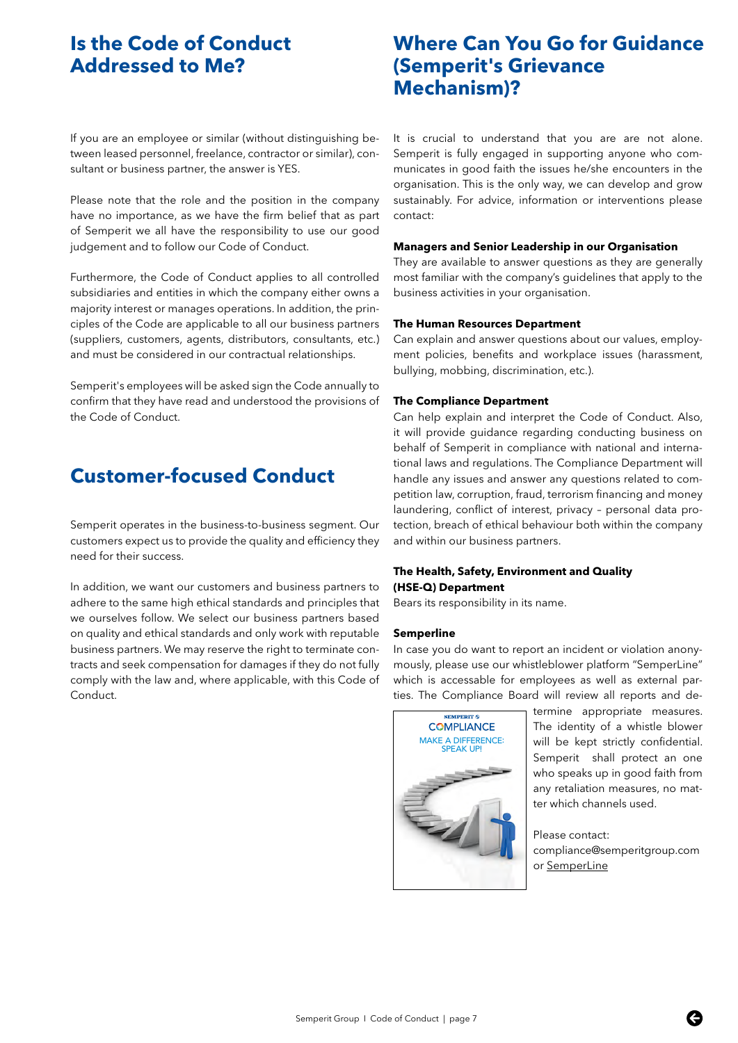## Is the Code of Conduct Addressed to Me?

If you are an employee or similar (without distinguishing between leased personnel, freelance, contractor or similar), consultant or business partner, the answer is YES.

Please note that the role and the position in the company have no importance, as we have the firm belief that as part of Semperit we all have the responsibility to use our good judgement and to follow our Code of Conduct.

Furthermore, the Code of Conduct applies to all controlled subsidiaries and entities in which the company either owns a majority interest or manages operations. In addition, the principles of the Code are applicable to all our business partners (suppliers, customers, agents, distributors, consultants, etc.) and must be considered in our contractual relationships.

Semperit's employees will be asked sign the Code annually to confirm that they have read and understood the provisions of the Code of Conduct.

## Customer-focused Conduct

Semperit operates in the business-to-business segment. Our customers expect us to provide the quality and efficiency they need for their success.

In addition, we want our customers and business partners to adhere to the same high ethical standards and principles that we ourselves follow. We select our business partners based on quality and ethical standards and only work with reputable business partners. We may reserve the right to terminate contracts and seek compensation for damages if they do not fully comply with the law and, where applicable, with this Code of Conduct.

## Where Can You Go for Guidance (Semperit's Grievance Mechanism)?

It is crucial to understand that you are are not alone. Semperit is fully engaged in supporting anyone who communicates in good faith the issues he/she encounters in the organisation. This is the only way, we can develop and grow sustainably. For advice, information or interventions please contact:

**Managers and Senior Leadership in our Organisation**
They are available to answer questions as they are generally most familiar with the company's guidelines that apply to the business activities in your organisation.

**The Human Resources Department**
Can explain and answer questions about our values, employment policies, benefits and workplace issues (harassment, bullying, mobbing, discrimination, etc.).

**The Compliance Department**
Can help explain and interpret the Code of Conduct. Also, it will provide guidance regarding conducting business on behalf of Semperit in compliance with national and international laws and regulations. The Compliance Department will handle any issues and answer any questions related to competition law, corruption, fraud, terrorism financing and money laundering, conflict of interest, privacy – personal data protection, breach of ethical behaviour both within the company and within our business partners.

**The Health, Safety, Environment and Quality (HSE-Q) Department**
Bears its responsibility in its name.

**Semperline**
In case you do want to report an incident or violation anonymously, please use our whistleblower platform "SemperLine" which is accessable for employees as well as external parties. The Compliance Board will review all reports and determine appropriate measures. The identity of a whistle blower will be kept strictly confidential. Semperit shall protect an one who speaks up in good faith from any retaliation measures, no matter which channels used.

SEMPERIT
COMPLIANCE
MAKE A DIFFERENCE: SPEAK UP!

Please contact:
compliance@semperitgroup.com
or SemperLine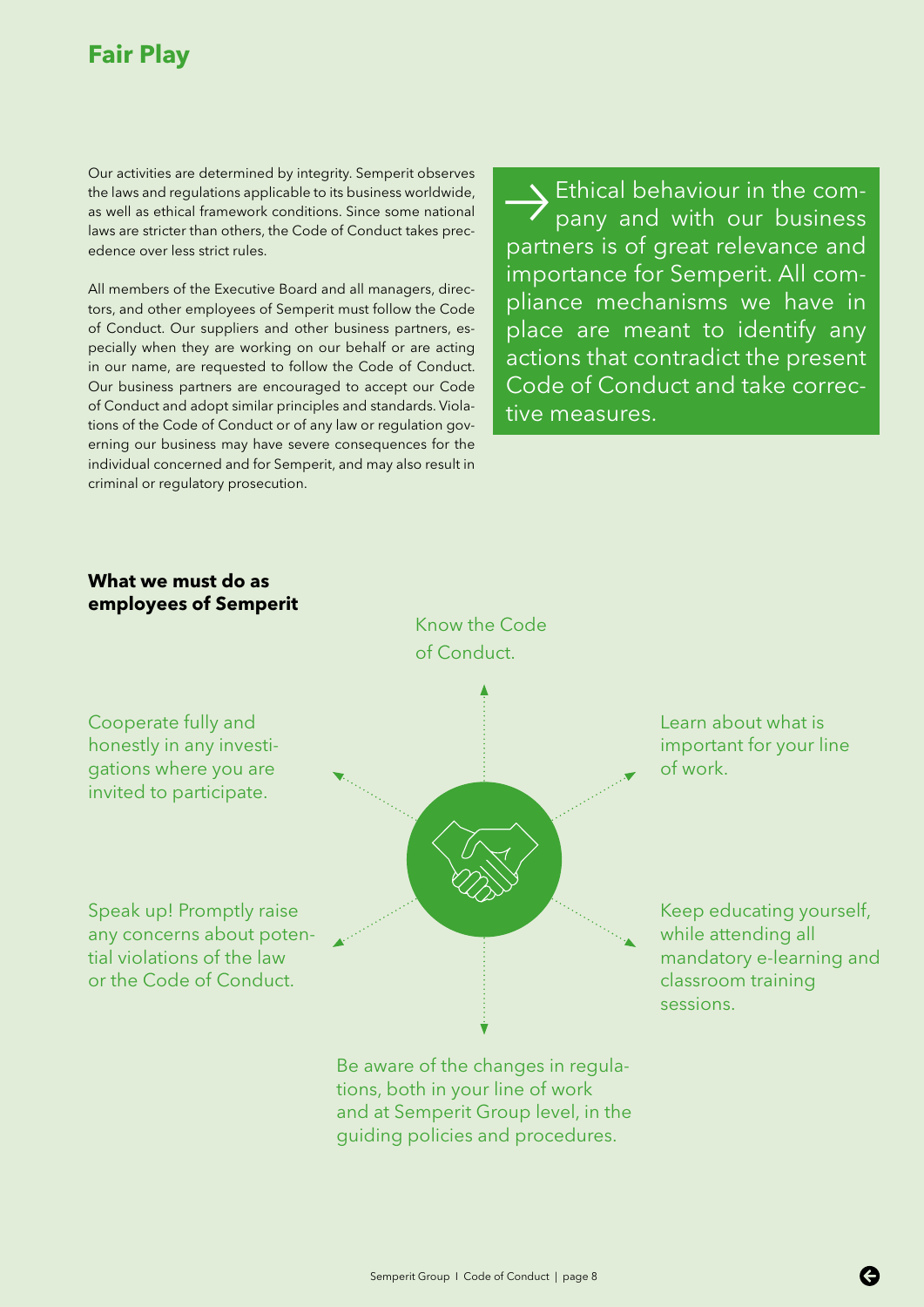# Fair Play

Our activities are determined by integrity. Semperit observes the laws and regulations applicable to its business worldwide, as well as ethical framework conditions. Since some national laws are stricter than others, the Code of Conduct takes precedence over less strict rules.

All members of the Executive Board and all managers, directors, and other employees of Semperit must follow the Code of Conduct. Our suppliers and other business partners, especially when they are working on our behalf or are acting in our name, are requested to follow the Code of Conduct. Our business partners are encouraged to accept our Code of Conduct and adopt similar principles and standards. Violations of the Code of Conduct or of any law or regulation governing our business may have severe consequences for the individual concerned and for Semperit, and may also result in criminal or regulatory prosecution.

→ Ethical behaviour in the company and with our business partners is of great relevance and importance for Semperit. All compliance mechanisms we have in place are meant to identify any actions that contradict the present Code of Conduct and take corrective measures.

## What we must do as employees of Semperit

- Know the Code of Conduct.
- Learn about what is important for your line of work.
- Keep educating yourself, while attending all mandatory e-learning and classroom training sessions.
- Be aware of the changes in regulations, both in your line of work and at Semperit Group level, in the guiding policies and procedures.
- Speak up! Promptly raise any concerns about potential violations of the law or the Code of Conduct.
- Cooperate fully and honestly in any investigations where you are invited to participate.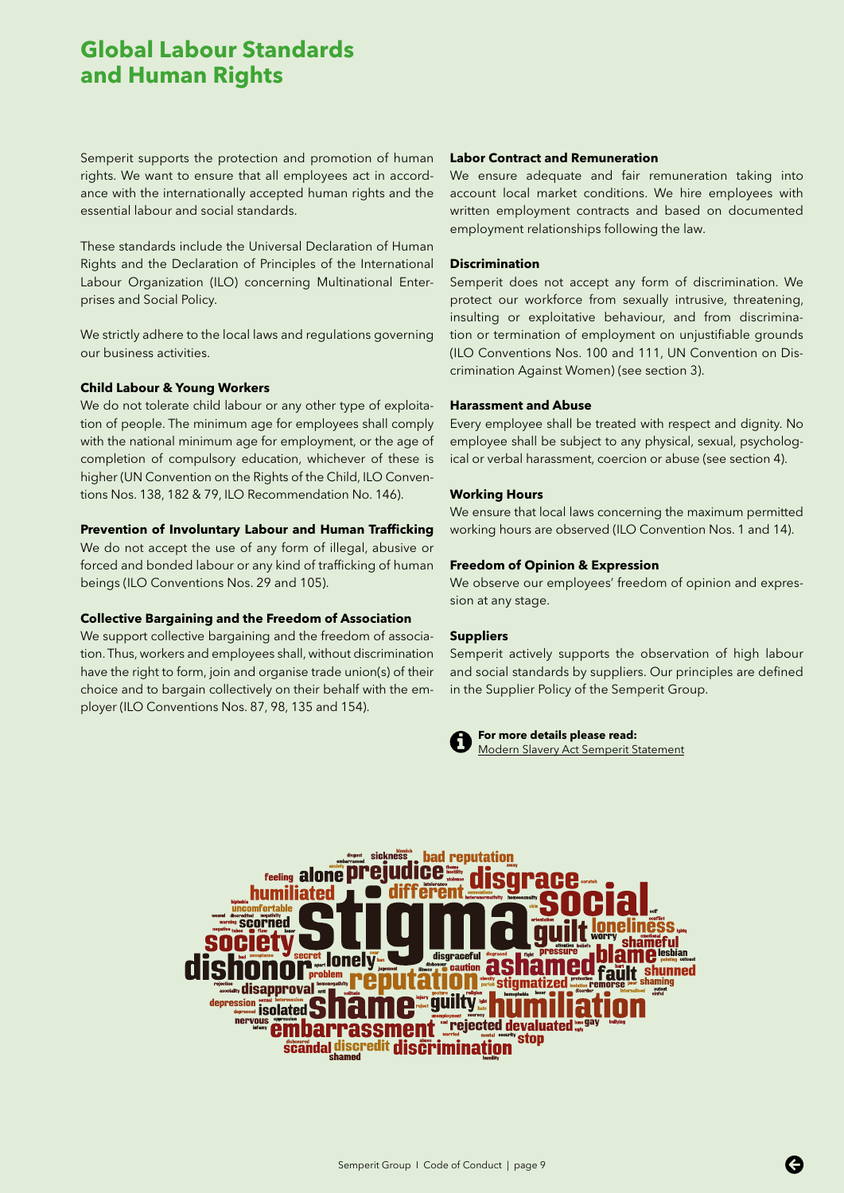# Global Labour Standards and Human Rights

Semperit supports the protection and promotion of human rights. We want to ensure that all employees act in accordance with the internationally accepted human rights and the essential labour and social standards.

These standards include the Universal Declaration of Human Rights and the Declaration of Principles of the International Labour Organization (ILO) concerning Multinational Enterprises and Social Policy.

We strictly adhere to the local laws and regulations governing our business activities.

**Child Labour & Young Workers**

We do not tolerate child labour or any other type of exploitation of people. The minimum age for employees shall comply with the national minimum age for employment, or the age of completion of compulsory education, whichever of these is higher (UN Convention on the Rights of the Child, ILO Conventions Nos. 138, 182 & 79, ILO Recommendation No. 146).

**Prevention of Involuntary Labour and Human Trafficking**

We do not accept the use of any form of illegal, abusive or forced and bonded labour or any kind of trafficking of human beings (ILO Conventions Nos. 29 and 105).

**Collective Bargaining and the Freedom of Association**

We support collective bargaining and the freedom of association. Thus, workers and employees shall, without discrimination have the right to form, join and organise trade union(s) of their choice and to bargain collectively on their behalf with the employer (ILO Conventions Nos. 87, 98, 135 and 154).

**Labor Contract and Remuneration**

We ensure adequate and fair remuneration taking into account local market conditions. We hire employees with written employment contracts and based on documented employment relationships following the law.

**Discrimination**

Semperit does not accept any form of discrimination. We protect our workforce from sexually intrusive, threatening, insulting or exploitative behaviour, and from discrimination or termination of employment on unjustifiable grounds (ILO Conventions Nos. 100 and 111, UN Convention on Discrimination Against Women) (see section 3).

**Harassment and Abuse**

Every employee shall be treated with respect and dignity. No employee shall be subject to any physical, sexual, psychological or verbal harassment, coercion or abuse (see section 4).

**Working Hours**

We ensure that local laws concerning the maximum permitted working hours are observed (ILO Convention Nos. 1 and 14).

**Freedom of Opinion & Expression**

We observe our employees' freedom of opinion and expression at any stage.

**Suppliers**

Semperit actively supports the observation of high labour and social standards by suppliers. Our principles are defined in the Supplier Policy of the Semperit Group.

**For more details please read:**
Modern Slavery Act Semperit Statement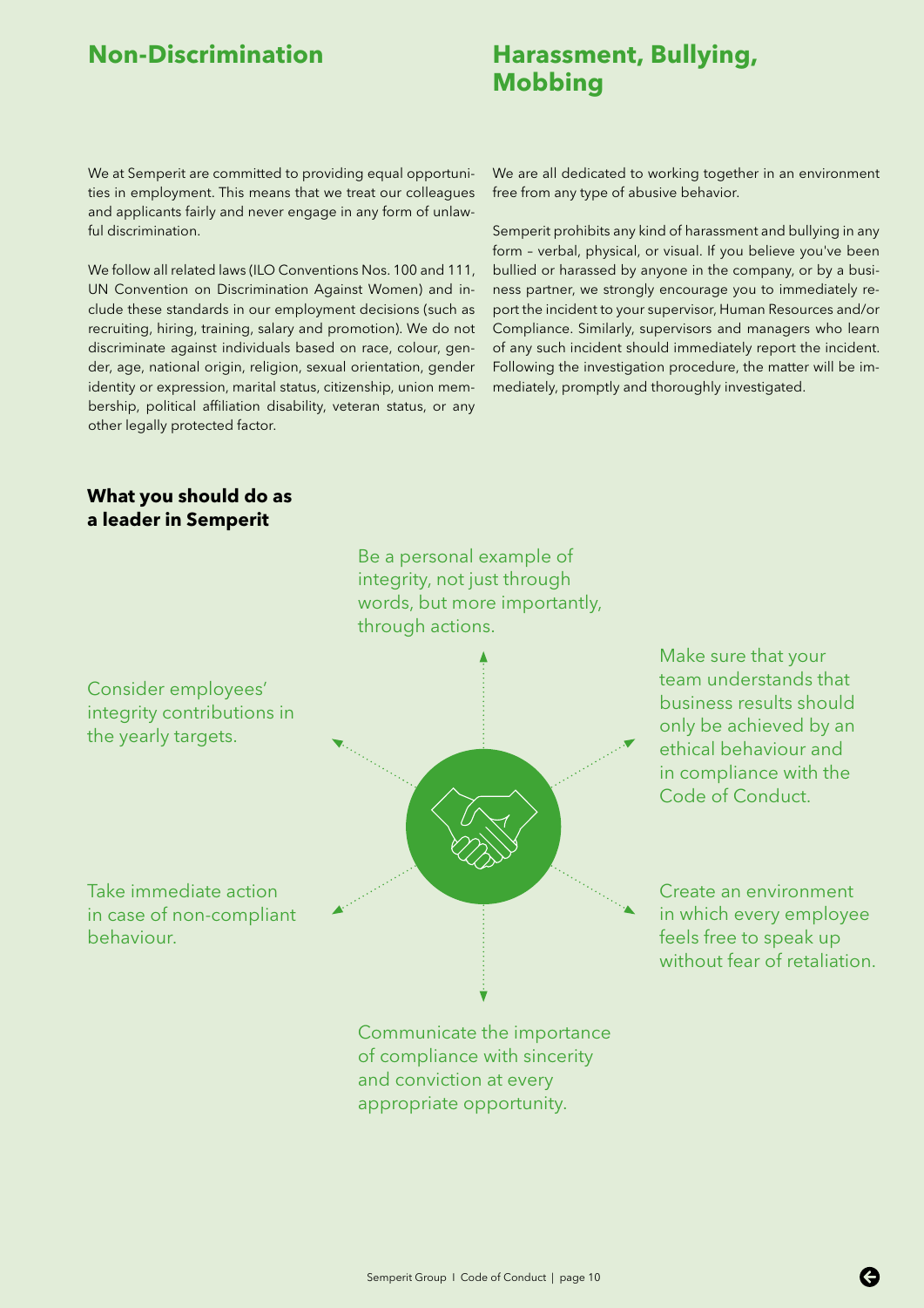## Non-Discrimination

We at Semperit are committed to providing equal opportunities in employment. This means that we treat our colleagues and applicants fairly and never engage in any form of unlawful discrimination.

We follow all related laws (ILO Conventions Nos. 100 and 111, UN Convention on Discrimination Against Women) and include these standards in our employment decisions (such as recruiting, hiring, training, salary and promotion). We do not discriminate against individuals based on race, colour, gender, age, national origin, religion, sexual orientation, gender identity or expression, marital status, citizenship, union membership, political affiliation disability, veteran status, or any other legally protected factor.

## Harassment, Bullying, Mobbing

We are all dedicated to working together in an environment free from any type of abusive behavior.

Semperit prohibits any kind of harassment and bullying in any form – verbal, physical, or visual. If you believe you've been bullied or harassed by anyone in the company, or by a business partner, we strongly encourage you to immediately report the incident to your supervisor, Human Resources and/or Compliance. Similarly, supervisors and managers who learn of any such incident should immediately report the incident. Following the investigation procedure, the matter will be immediately, promptly and thoroughly investigated.

### What you should do as a leader in Semperit

- Be a personal example of integrity, not just through words, but more importantly, through actions.
- Make sure that your team understands that business results should only be achieved by an ethical behaviour and in compliance with the Code of Conduct.
- Create an environment in which every employee feels free to speak up without fear of retaliation.
- Communicate the importance of compliance with sincerity and conviction at every appropriate opportunity.
- Take immediate action in case of non-compliant behaviour.
- Consider employees' integrity contributions in the yearly targets.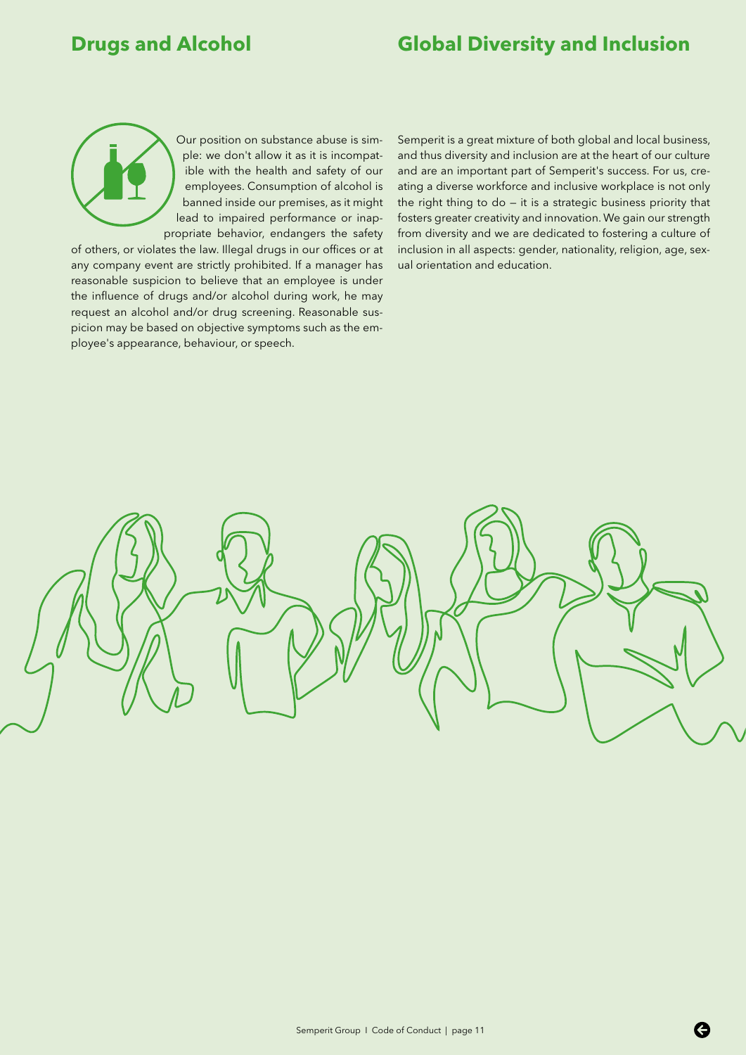## Drugs and Alcohol

Our position on substance abuse is simple: we don't allow it as it is incompatible with the health and safety of our employees. Consumption of alcohol is banned inside our premises, as it might lead to impaired performance or inappropriate behavior, endangers the safety of others, or violates the law. Illegal drugs in our offices or at any company event are strictly prohibited. If a manager has reasonable suspicion to believe that an employee is under the influence of drugs and/or alcohol during work, he may request an alcohol and/or drug screening. Reasonable suspicion may be based on objective symptoms such as the employee's appearance, behaviour, or speech.

## Global Diversity and Inclusion

Semperit is a great mixture of both global and local business, and thus diversity and inclusion are at the heart of our culture and are an important part of Semperit's success. For us, creating a diverse workforce and inclusive workplace is not only the right thing to do – it is a strategic business priority that fosters greater creativity and innovation. We gain our strength from diversity and we are dedicated to fostering a culture of inclusion in all aspects: gender, nationality, religion, age, sexual orientation and education.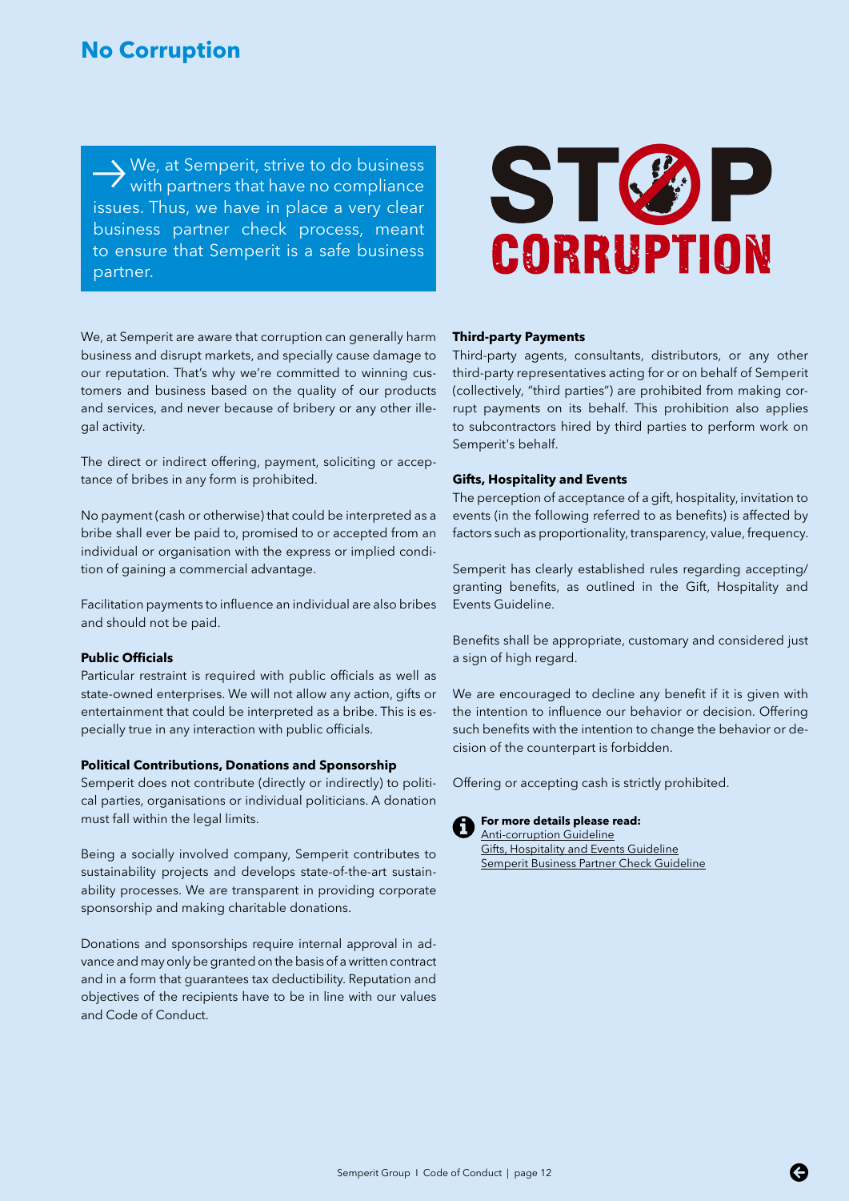# No Corruption

→ We, at Semperit, strive to do business with partners that have no compliance issues. Thus, we have in place a very clear business partner check process, meant to ensure that Semperit is a safe business partner.

STOP CORRUPTION

We, at Semperit are aware that corruption can generally harm business and disrupt markets, and specially cause damage to our reputation. That's why we're committed to winning customers and business based on the quality of our products and services, and never because of bribery or any other illegal activity.

The direct or indirect offering, payment, soliciting or acceptance of bribes in any form is prohibited.

No payment (cash or otherwise) that could be interpreted as a bribe shall ever be paid to, promised to or accepted from an individual or organisation with the express or implied condition of gaining a commercial advantage.

Facilitation payments to influence an individual are also bribes and should not be paid.

**Public Officials**

Particular restraint is required with public officials as well as state-owned enterprises. We will not allow any action, gifts or entertainment that could be interpreted as a bribe. This is especially true in any interaction with public officials.

**Political Contributions, Donations and Sponsorship**

Semperit does not contribute (directly or indirectly) to political parties, organisations or individual politicians. A donation must fall within the legal limits.

Being a socially involved company, Semperit contributes to sustainability projects and develops state-of-the-art sustainability processes. We are transparent in providing corporate sponsorship and making charitable donations.

Donations and sponsorships require internal approval in advance and may only be granted on the basis of a written contract and in a form that guarantees tax deductibility. Reputation and objectives of the recipients have to be in line with our values and Code of Conduct.

**Third-party Payments**

Third-party agents, consultants, distributors, or any other third-party representatives acting for or on behalf of Semperit (collectively, "third parties") are prohibited from making corrupt payments on its behalf. This prohibition also applies to subcontractors hired by third parties to perform work on Semperit's behalf.

**Gifts, Hospitality and Events**

The perception of acceptance of a gift, hospitality, invitation to events (in the following referred to as benefits) is affected by factors such as proportionality, transparency, value, frequency.

Semperit has clearly established rules regarding accepting/granting benefits, as outlined in the Gift, Hospitality and Events Guideline.

Benefits shall be appropriate, customary and considered just a sign of high regard.

We are encouraged to decline any benefit if it is given with the intention to influence our behavior or decision. Offering such benefits with the intention to change the behavior or decision of the counterpart is forbidden.

Offering or accepting cash is strictly prohibited.

**For more details please read:**
Anti-corruption Guideline
Gifts, Hospitality and Events Guideline
Semperit Business Partner Check Guideline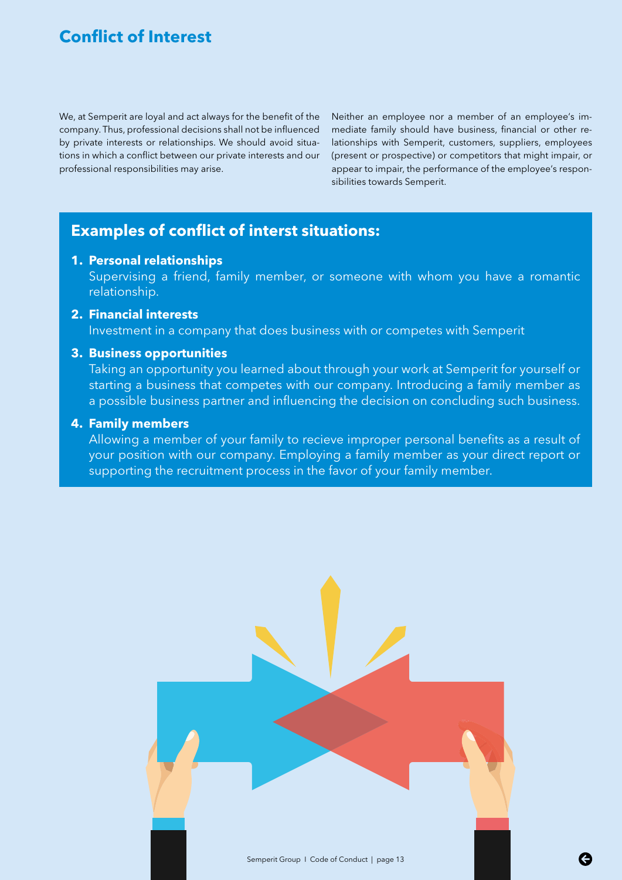# Conflict of Interest

We, at Semperit are loyal and act always for the benefit of the company. Thus, professional decisions shall not be influenced by private interests or relationships. We should avoid situations in which a conflict between our private interests and our professional responsibilities may arise.

Neither an employee nor a member of an employee's immediate family should have business, financial or other relationships with Semperit, customers, suppliers, employees (present or prospective) or competitors that might impair, or appear to impair, the performance of the employee's responsibilities towards Semperit.

## Examples of conflict of interst situations:

1. **Personal relationships**
   Supervising a friend, family member, or someone with whom you have a romantic relationship.
2. **Financial interests**
   Investment in a company that does business with or competes with Semperit
3. **Business opportunities**
   Taking an opportunity you learned about through your work at Semperit for yourself or starting a business that competes with our company. Introducing a family member as a possible business partner and influencing the decision on concluding such business.
4. **Family members**
   Allowing a member of your family to recieve improper personal benefits as a result of your position with our company. Employing a family member as your direct report or supporting the recruitment process in the favor of your family member.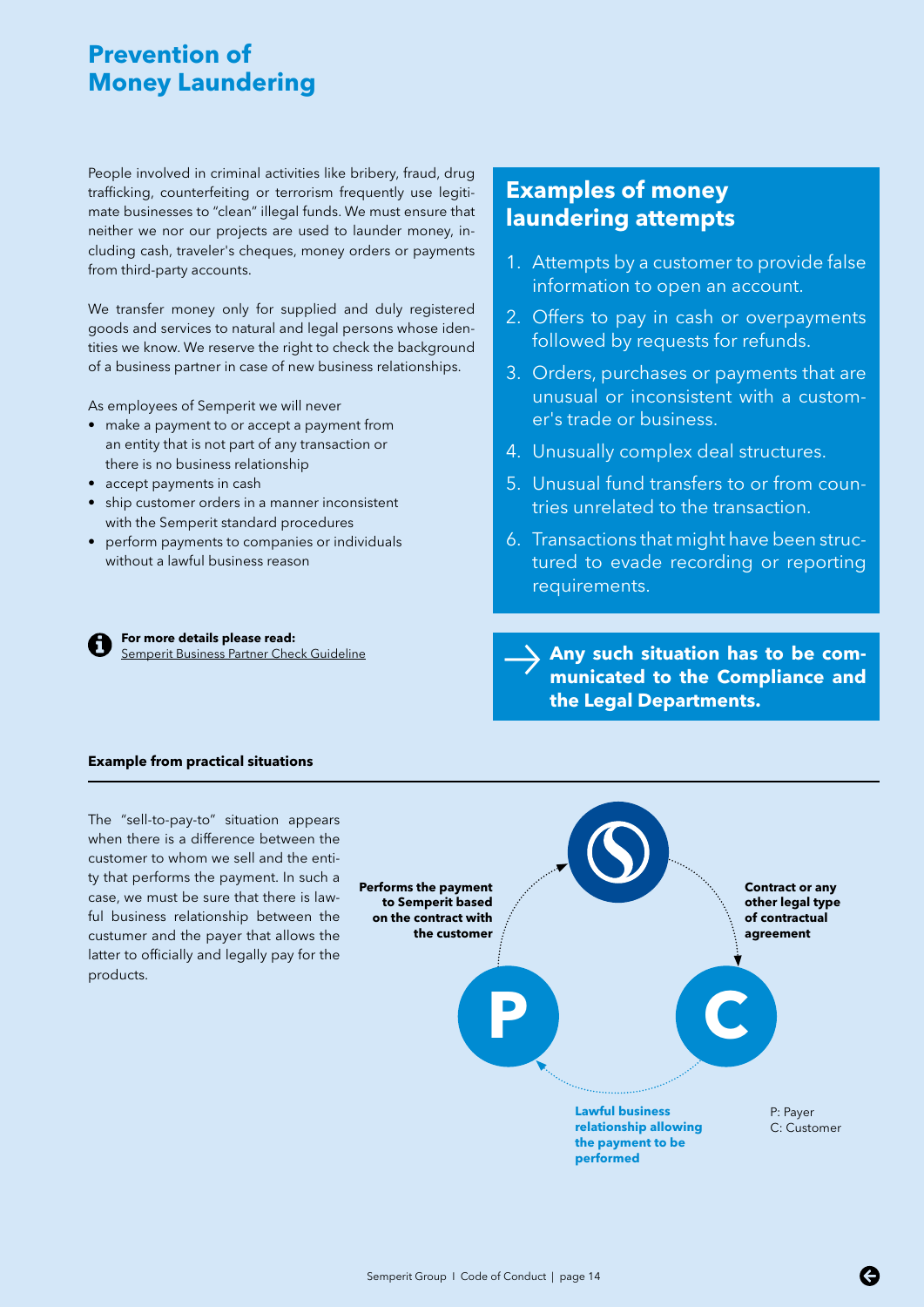# Prevention of Money Laundering

People involved in criminal activities like bribery, fraud, drug trafficking, counterfeiting or terrorism frequently use legitimate businesses to "clean" illegal funds. We must ensure that neither we nor our projects are used to launder money, including cash, traveler's cheques, money orders or payments from third-party accounts.

We transfer money only for supplied and duly registered goods and services to natural and legal persons whose identities we know. We reserve the right to check the background of a business partner in case of new business relationships.

As employees of Semperit we will never

- make a payment to or accept a payment from an entity that is not part of any transaction or there is no business relationship
- accept payments in cash
- ship customer orders in a manner inconsistent with the Semperit standard procedures
- perform payments to companies or individuals without a lawful business reason

**For more details please read:**
Semperit Business Partner Check Guideline

## Examples of money laundering attempts

1. Attempts by a customer to provide false information to open an account.
2. Offers to pay in cash or overpayments followed by requests for refunds.
3. Orders, purchases or payments that are unusual or inconsistent with a customer's trade or business.
4. Unusually complex deal structures.
5. Unusual fund transfers to or from countries unrelated to the transaction.
6. Transactions that might have been structured to evade recording or reporting requirements.

→ **Any such situation has to be communicated to the Compliance and the Legal Departments.**

**Example from practical situations**

The "sell-to-pay-to" situation appears when there is a difference between the customer to whom we sell and the entity that performs the payment. In such a case, we must be sure that there is lawful business relationship between the custumer and the payer that allows the latter to officially and legally pay for the products.

**Performs the payment to Semperit based on the contract with the customer**

**Contract or any other legal type of contractual agreement**

**Lawful business relationship allowing the payment to be performed**

P: Payer
C: Customer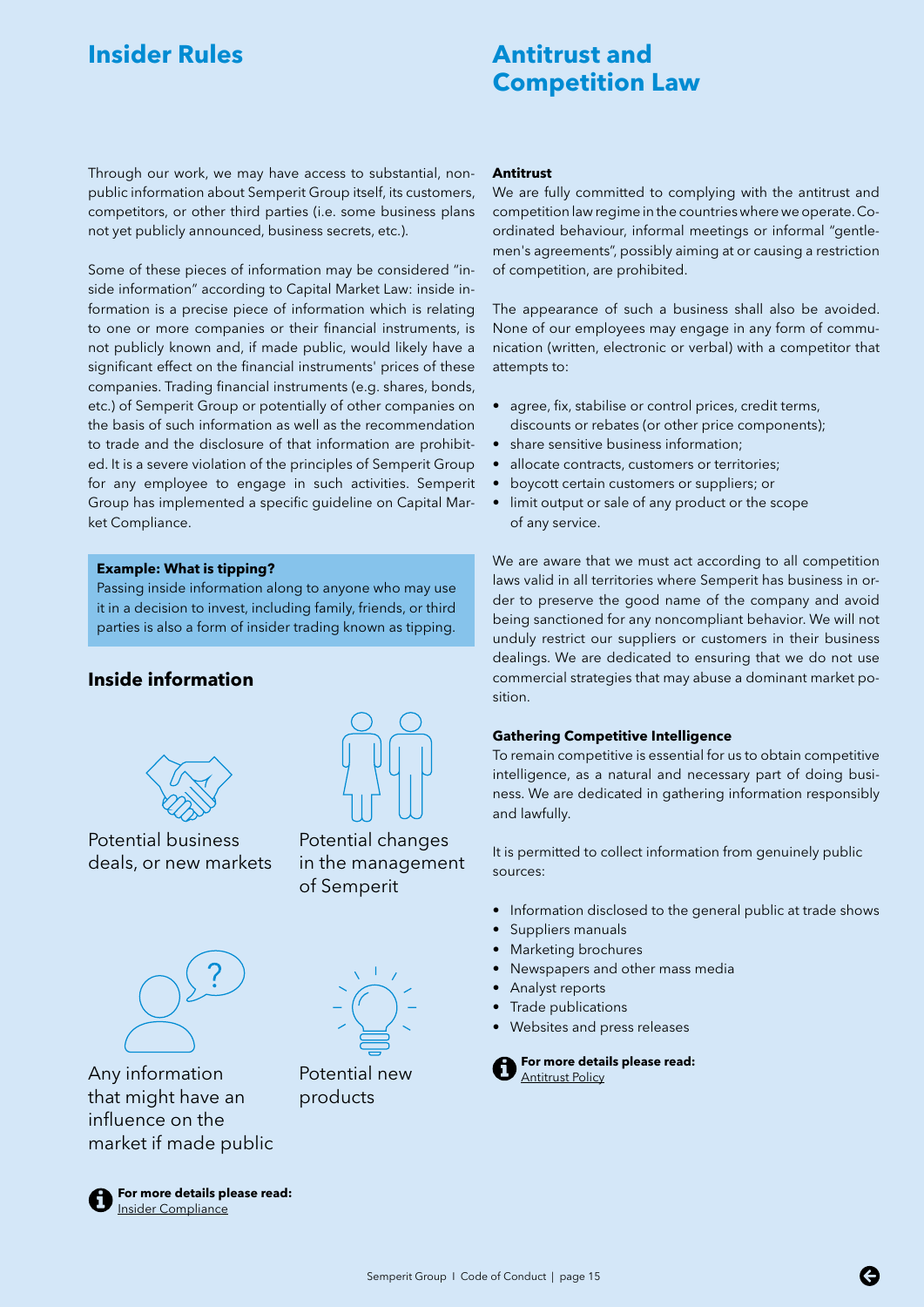# Insider Rules

Through our work, we may have access to substantial, non-public information about Semperit Group itself, its customers, competitors, or other third parties (i.e. some business plans not yet publicly announced, business secrets, etc.).

Some of these pieces of information may be considered "inside information" according to Capital Market Law: inside information is a precise piece of information which is relating to one or more companies or their financial instruments, is not publicly known and, if made public, would likely have a significant effect on the financial instruments' prices of these companies. Trading financial instruments (e.g. shares, bonds, etc.) of Semperit Group or potentially of other companies on the basis of such information as well as the recommendation to trade and the disclosure of that information are prohibited. It is a severe violation of the principles of Semperit Group for any employee to engage in such activities. Semperit Group has implemented a specific guideline on Capital Market Compliance.

**Example: What is tipping?**
Passing inside information along to anyone who may use it in a decision to invest, including family, friends, or third parties is also a form of insider trading known as tipping.

## Inside information

Potential business deals, or new markets

Potential changes in the management of Semperit

Any information that might have an influence on the market if made public

Potential new products

**For more details please read:** Insider Compliance

# Antitrust and Competition Law

**Antitrust**

We are fully committed to complying with the antitrust and competition law regime in the countries where we operate. Coordinated behaviour, informal meetings or informal "gentlemen's agreements", possibly aiming at or causing a restriction of competition, are prohibited.

The appearance of such a business shall also be avoided. None of our employees may engage in any form of communication (written, electronic or verbal) with a competitor that attempts to:

- agree, fix, stabilise or control prices, credit terms, discounts or rebates (or other price components);
- share sensitive business information;
- allocate contracts, customers or territories;
- boycott certain customers or suppliers; or
- limit output or sale of any product or the scope of any service.

We are aware that we must act according to all competition laws valid in all territories where Semperit has business in order to preserve the good name of the company and avoid being sanctioned for any noncompliant behavior. We will not unduly restrict our suppliers or customers in their business dealings. We are dedicated to ensuring that we do not use commercial strategies that may abuse a dominant market position.

**Gathering Competitive Intelligence**

To remain competitive is essential for us to obtain competitive intelligence, as a natural and necessary part of doing business. We are dedicated in gathering information responsibly and lawfully.

It is permitted to collect information from genuinely public sources:

- Information disclosed to the general public at trade shows
- Suppliers manuals
- Marketing brochures
- Newspapers and other mass media
- Analyst reports
- Trade publications
- Websites and press releases

**For more details please read:** Antitrust Policy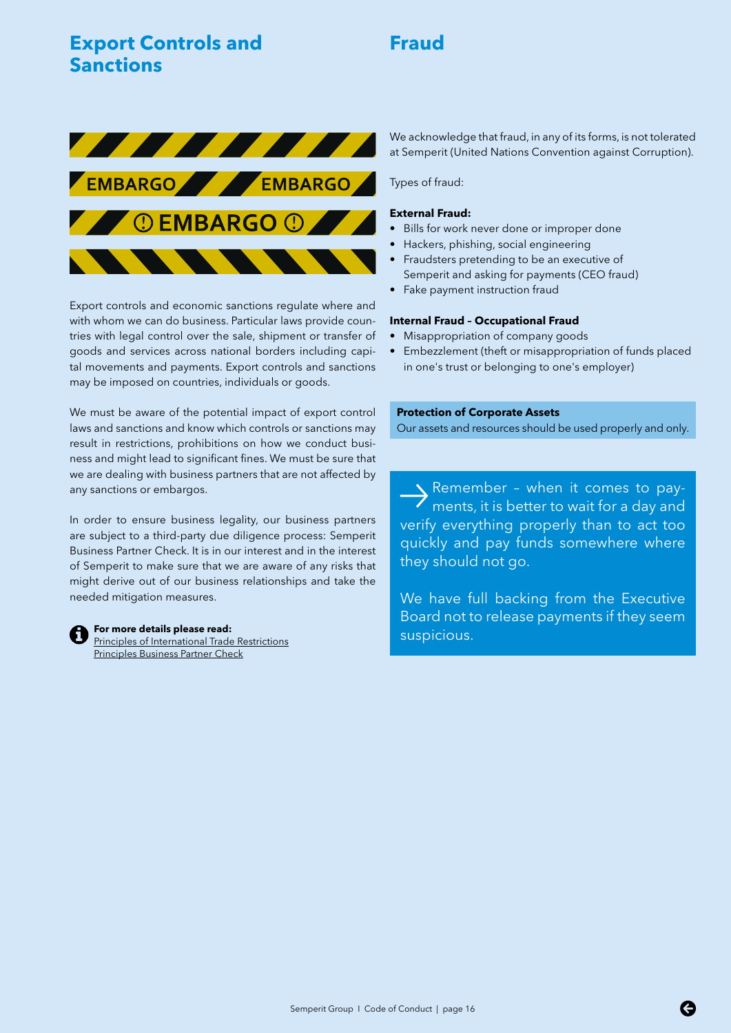## Export Controls and Sanctions

EMBARGO EMBARGO

EMBARGO

Export controls and economic sanctions regulate where and with whom we can do business. Particular laws provide countries with legal control over the sale, shipment or transfer of goods and services across national borders including capital movements and payments. Export controls and sanctions may be imposed on countries, individuals or goods.

We must be aware of the potential impact of export control laws and sanctions and know which controls or sanctions may result in restrictions, prohibitions on how we conduct business and might lead to significant fines. We must be sure that we are dealing with business partners that are not affected by any sanctions or embargos.

In order to ensure business legality, our business partners are subject to a third-party due diligence process: Semperit Business Partner Check. It is in our interest and in the interest of Semperit to make sure that we are aware of any risks that might derive out of our business relationships and take the needed mitigation measures.

**For more details please read:**
Principles of International Trade Restrictions
Principles Business Partner Check

## Fraud

We acknowledge that fraud, in any of its forms, is not tolerated at Semperit (United Nations Convention against Corruption).

Types of fraud:

**External Fraud:**

- Bills for work never done or improper done
- Hackers, phishing, social engineering
- Fraudsters pretending to be an executive of Semperit and asking for payments (CEO fraud)
- Fake payment instruction fraud

**Internal Fraud – Occupational Fraud**

- Misappropriation of company goods
- Embezzlement (theft or misappropriation of funds placed in one's trust or belonging to one's employer)

**Protection of Corporate Assets**
Our assets and resources should be used properly and only.

Remember – when it comes to payments, it is better to wait for a day and verify everything properly than to act too quickly and pay funds somewhere where they should not go.

We have full backing from the Executive Board not to release payments if they seem suspicious.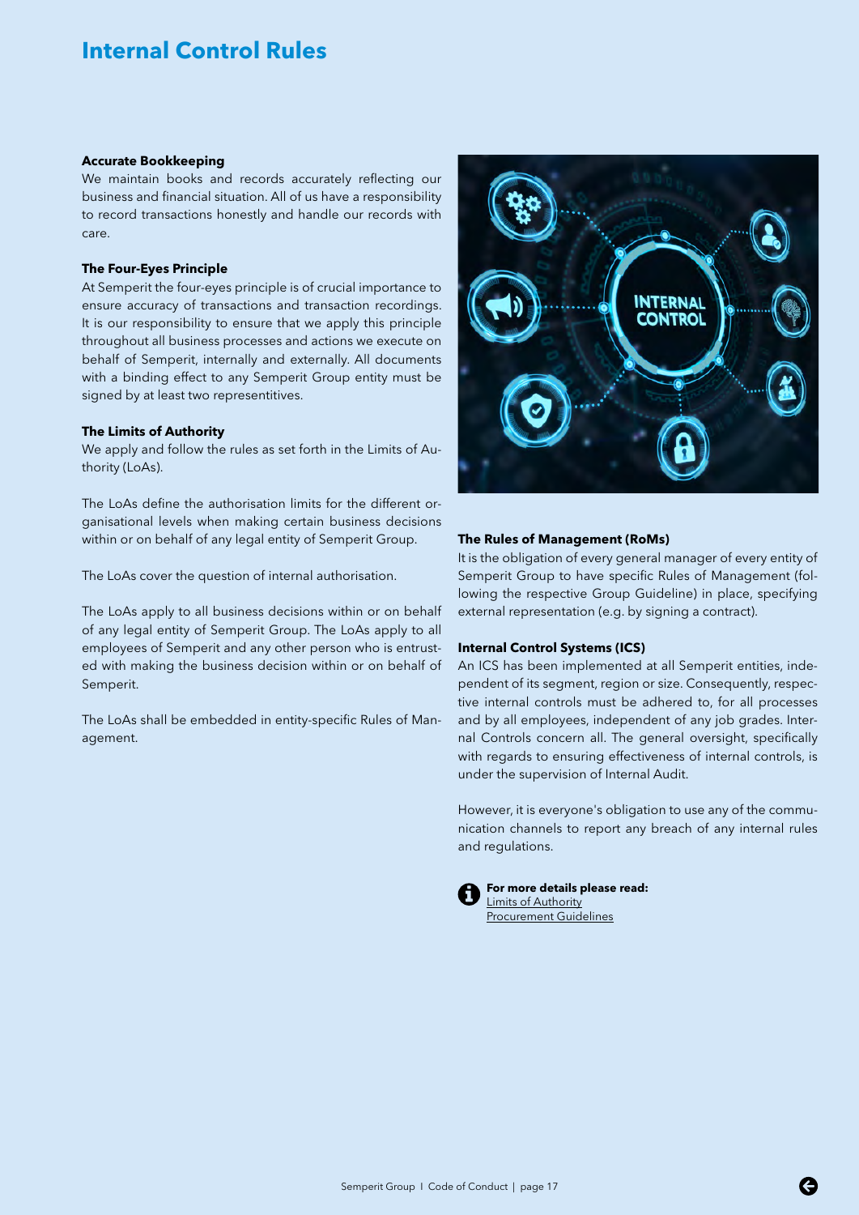# Internal Control Rules

**Accurate Bookkeeping**

We maintain books and records accurately reflecting our business and financial situation. All of us have a responsibility to record transactions honestly and handle our records with care.

**The Four-Eyes Principle**

At Semperit the four-eyes principle is of crucial importance to ensure accuracy of transactions and transaction recordings. It is our responsibility to ensure that we apply this principle throughout all business processes and actions we execute on behalf of Semperit, internally and externally. All documents with a binding effect to any Semperit Group entity must be signed by at least two representitives.

**The Limits of Authority**

We apply and follow the rules as set forth in the Limits of Authority (LoAs).

The LoAs define the authorisation limits for the different organisational levels when making certain business decisions within or on behalf of any legal entity of Semperit Group.

The LoAs cover the question of internal authorisation.

The LoAs apply to all business decisions within or on behalf of any legal entity of Semperit Group. The LoAs apply to all employees of Semperit and any other person who is entrusted with making the business decision within or on behalf of Semperit.

The LoAs shall be embedded in entity-specific Rules of Management.

**The Rules of Management (RoMs)**

It is the obligation of every general manager of every entity of Semperit Group to have specific Rules of Management (following the respective Group Guideline) in place, specifying external representation (e.g. by signing a contract).

**Internal Control Systems (ICS)**

An ICS has been implemented at all Semperit entities, independent of its segment, region or size. Consequently, respective internal controls must be adhered to, for all processes and by all employees, independent of any job grades. Internal Controls concern all. The general oversight, specifically with regards to ensuring effectiveness of internal controls, is under the supervision of Internal Audit.

However, it is everyone's obligation to use any of the communication channels to report any breach of any internal rules and regulations.

**For more details please read:**
Limits of Authority
Procurement Guidelines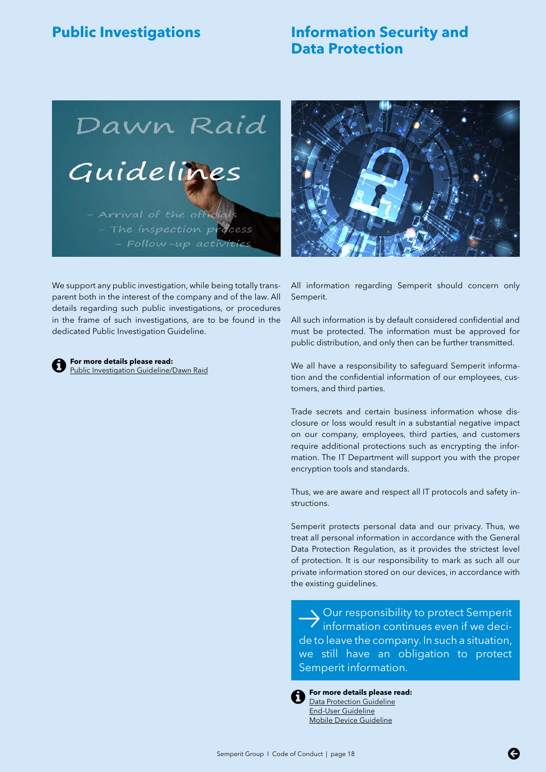## Public Investigations

We support any public investigation, while being totally transparent both in the interest of the company and of the law. All details regarding such public investigations, or procedures in the frame of such investigations, are to be found in the dedicated Public Investigation Guideline.

**For more details please read:**
Public Investigation Guideline/Dawn Raid

## Information Security and Data Protection

All information regarding Semperit should concern only Semperit.

All such information is by default considered confidential and must be protected. The information must be approved for public distribution, and only then can be further transmitted.

We all have a responsibility to safeguard Semperit information and the confidential information of our employees, customers, and third parties.

Trade secrets and certain business information whose disclosure or loss would result in a substantial negative impact on our company, employees, third parties, and customers require additional protections such as encrypting the information. The IT Department will support you with the proper encryption tools and standards.

Thus, we are aware and respect all IT protocols and safety instructions.

Semperit protects personal data and our privacy. Thus, we treat all personal information in accordance with the General Data Protection Regulation, as it provides the strictest level of protection. It is our responsibility to mark as such all our private information stored on our devices, in accordance with the existing guidelines.

→ Our responsibility to protect Semperit information continues even if we decide to leave the company. In such a situation, we still have an obligation to protect Semperit information.

**For more details please read:**
Data Protection Guideline
End-User Guideline
Mobile Device Guideline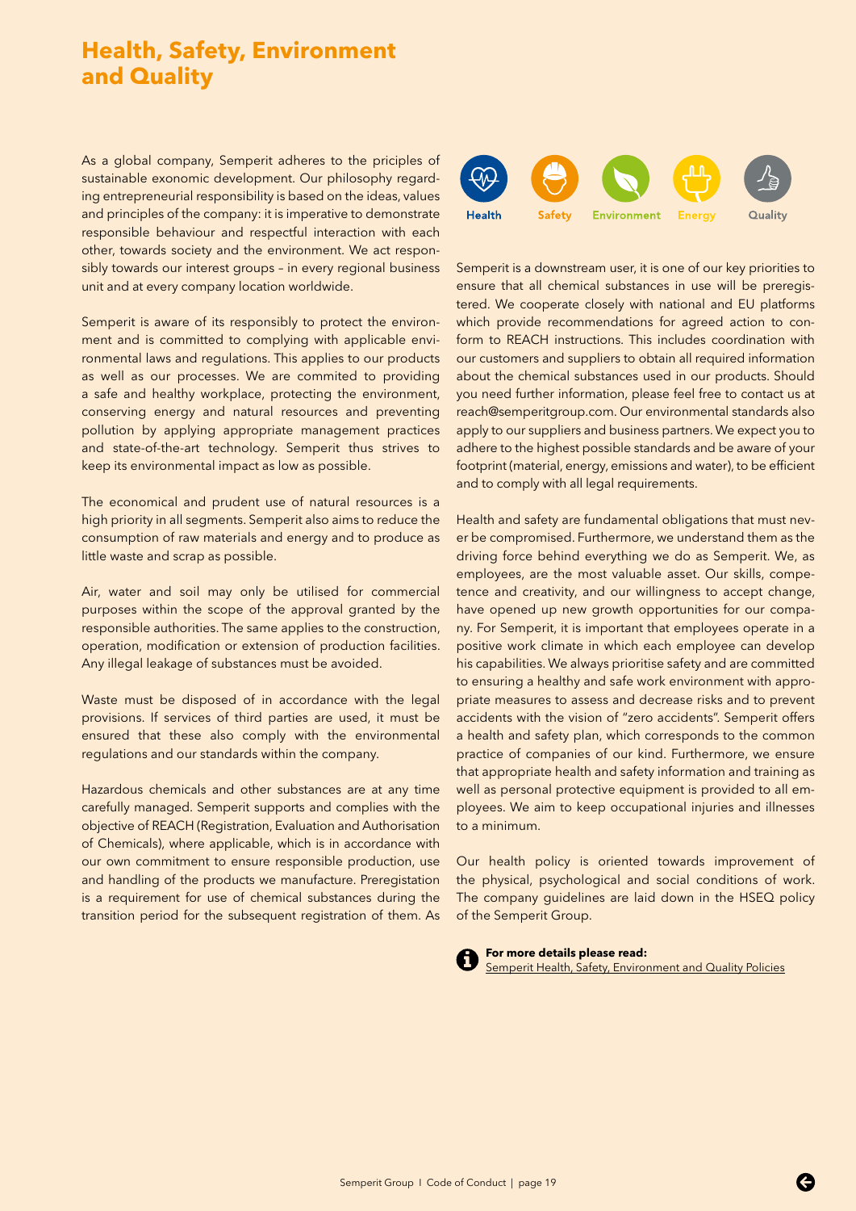# Health, Safety, Environment and Quality

As a global company, Semperit adheres to the priciples of sustainable exonomic development. Our philosophy regarding entrepreneurial responsibility is based on the ideas, values and principles of the company: it is imperative to demonstrate responsible behaviour and respectful interaction with each other, towards society and the environment. We act responsibly towards our interest groups – in every regional business unit and at every company location worldwide.

Semperit is aware of its responsibly to protect the environment and is committed to complying with applicable environmental laws and regulations. This applies to our products as well as our processes. We are commited to providing a safe and healthy workplace, protecting the environment, conserving energy and natural resources and preventing pollution by applying appropriate management practices and state-of-the-art technology. Semperit thus strives to keep its environmental impact as low as possible.

The economical and prudent use of natural resources is a high priority in all segments. Semperit also aims to reduce the consumption of raw materials and energy and to produce as little waste and scrap as possible.

Air, water and soil may only be utilised for commercial purposes within the scope of the approval granted by the responsible authorities. The same applies to the construction, operation, modification or extension of production facilities. Any illegal leakage of substances must be avoided.

Waste must be disposed of in accordance with the legal provisions. If services of third parties are used, it must be ensured that these also comply with the environmental regulations and our standards within the company.

Hazardous chemicals and other substances are at any time carefully managed. Semperit supports and complies with the objective of REACH (Registration, Evaluation and Authorisation of Chemicals), where applicable, which is in accordance with our own commitment to ensure responsible production, use and handling of the products we manufacture. Preregistation is a requirement for use of chemical substances during the transition period for the subsequent registration of them. As

Health Safety Environment Energy Quality

Semperit is a downstream user, it is one of our key priorities to ensure that all chemical substances in use will be preregistered. We cooperate closely with national and EU platforms which provide recommendations for agreed action to conform to REACH instructions. This includes coordination with our customers and suppliers to obtain all required information about the chemical substances used in our products. Should you need further information, please feel free to contact us at reach@semperitgroup.com. Our environmental standards also apply to our suppliers and business partners. We expect you to adhere to the highest possible standards and be aware of your footprint (material, energy, emissions and water), to be efficient and to comply with all legal requirements.

Health and safety are fundamental obligations that must never be compromised. Furthermore, we understand them as the driving force behind everything we do as Semperit. We, as employees, are the most valuable asset. Our skills, competence and creativity, and our willingness to accept change, have opened up new growth opportunities for our company. For Semperit, it is important that employees operate in a positive work climate in which each employee can develop his capabilities. We always prioritise safety and are committed to ensuring a healthy and safe work environment with appropriate measures to assess and decrease risks and to prevent accidents with the vision of "zero accidents". Semperit offers a health and safety plan, which corresponds to the common practice of companies of our kind. Furthermore, we ensure that appropriate health and safety information and training as well as personal protective equipment is provided to all employees. We aim to keep occupational injuries and illnesses to a minimum.

Our health policy is oriented towards improvement of the physical, psychological and social conditions of work. The company guidelines are laid down in the HSEQ policy of the Semperit Group.

**For more details please read:**
Semperit Health, Safety, Environment and Quality Policies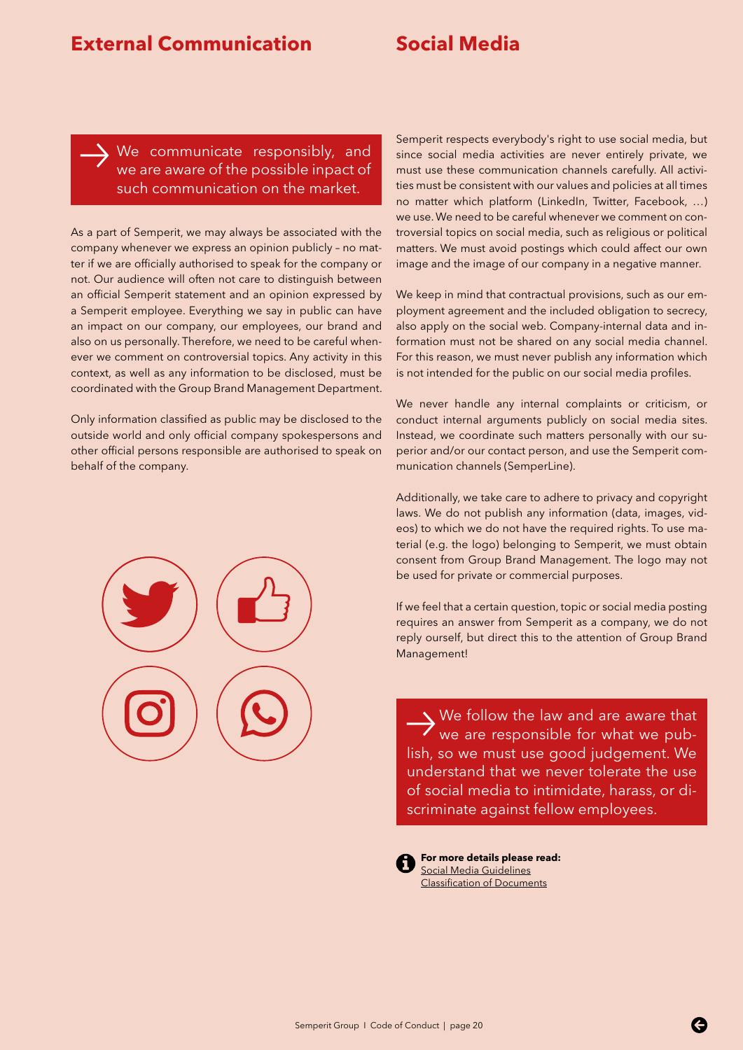## External Communication

→ We communicate responsibly, and we are aware of the possible inpact of such communication on the market.

As a part of Semperit, we may always be associated with the company whenever we express an opinion publicly – no matter if we are officially authorised to speak for the company or not. Our audience will often not care to distinguish between an official Semperit statement and an opinion expressed by a Semperit employee. Everything we say in public can have an impact on our company, our employees, our brand and also on us personally. Therefore, we need to be careful whenever we comment on controversial topics. Any activity in this context, as well as any information to be disclosed, must be coordinated with the Group Brand Management Department.

Only information classified as public may be disclosed to the outside world and only official company spokespersons and other official persons responsible are authorised to speak on behalf of the company.

## Social Media

Semperit respects everybody's right to use social media, but since social media activities are never entirely private, we must use these communication channels carefully. All activities must be consistent with our values and policies at all times no matter which platform (LinkedIn, Twitter, Facebook, …) we use. We need to be careful whenever we comment on controversial topics on social media, such as religious or political matters. We must avoid postings which could affect our own image and the image of our company in a negative manner.

We keep in mind that contractual provisions, such as our employment agreement and the included obligation to secrecy, also apply on the social web. Company-internal data and information must not be shared on any social media channel. For this reason, we must never publish any information which is not intended for the public on our social media profiles.

We never handle any internal complaints or criticism, or conduct internal arguments publicly on social media sites. Instead, we coordinate such matters personally with our superior and/or our contact person, and use the Semperit communication channels (SemperLine).

Additionally, we take care to adhere to privacy and copyright laws. We do not publish any information (data, images, videos) to which we do not have the required rights. To use material (e.g. the logo) belonging to Semperit, we must obtain consent from Group Brand Management. The logo may not be used for private or commercial purposes.

If we feel that a certain question, topic or social media posting requires an answer from Semperit as a company, we do not reply ourself, but direct this to the attention of Group Brand Management!

→ We follow the law and are aware that we are responsible for what we publish, so we must use good judgement. We understand that we never tolerate the use of social media to intimidate, harass, or discriminate against fellow employees.

**For more details please read:**
Social Media Guidelines
Classification of Documents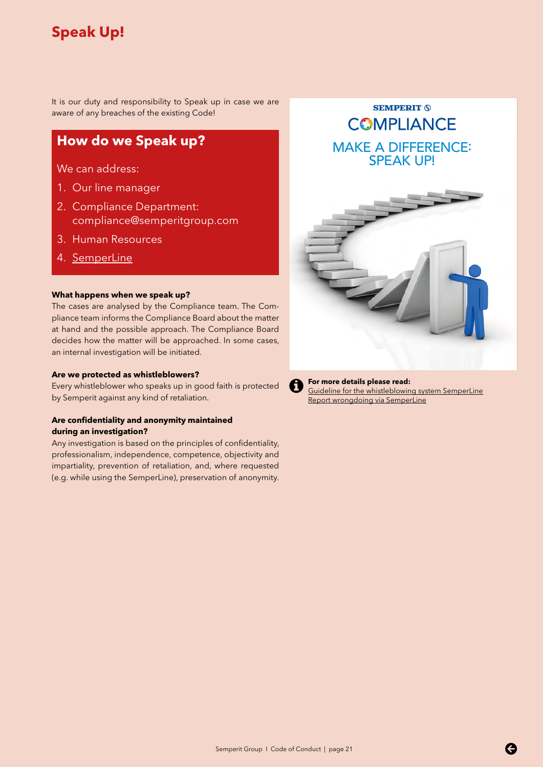# Speak Up!

It is our duty and responsibility to Speak up in case we are aware of any breaches of the existing Code!

## How do we Speak up?

We can address:

1. Our line manager
2. Compliance Department: compliance@semperitgroup.com
3. Human Resources
4. SemperLine

**What happens when we speak up?**

The cases are analysed by the Compliance team. The Compliance team informs the Compliance Board about the matter at hand and the possible approach. The Compliance Board decides how the matter will be approached. In some cases, an internal investigation will be initiated.

**Are we protected as whistleblowers?**

Every whistleblower who speaks up in good faith is protected by Semperit against any kind of retaliation.

**Are confidentiality and anonymity maintained during an investigation?**

Any investigation is based on the principles of confidentiality, professionalism, independence, competence, objectivity and impartiality, prevention of retaliation, and, where requested (e.g. while using the SemperLine), preservation of anonymity.

SEMPERIT

COMPLIANCE

MAKE A DIFFERENCE: SPEAK UP!

**For more details please read:**

Guideline for the whistleblowing system SemperLine

Report wrongdoing via SemperLine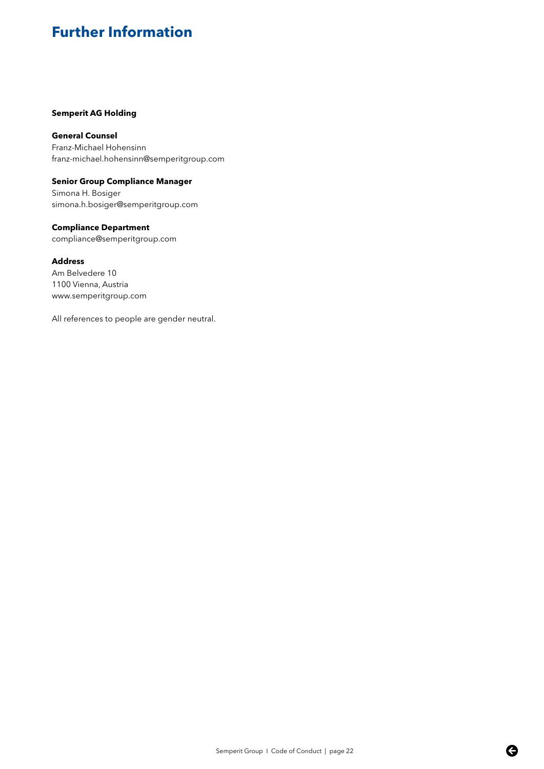# Further Information

**Semperit AG Holding**

**General Counsel**
Franz-Michael Hohensinn
franz-michael.hohensinn@semperitgroup.com

**Senior Group Compliance Manager**
Simona H. Bosiger
simona.h.bosiger@semperitgroup.com

**Compliance Department**
compliance@semperitgroup.com

**Address**
Am Belvedere 10
1100 Vienna, Austria
www.semperitgroup.com

All references to people are gender neutral.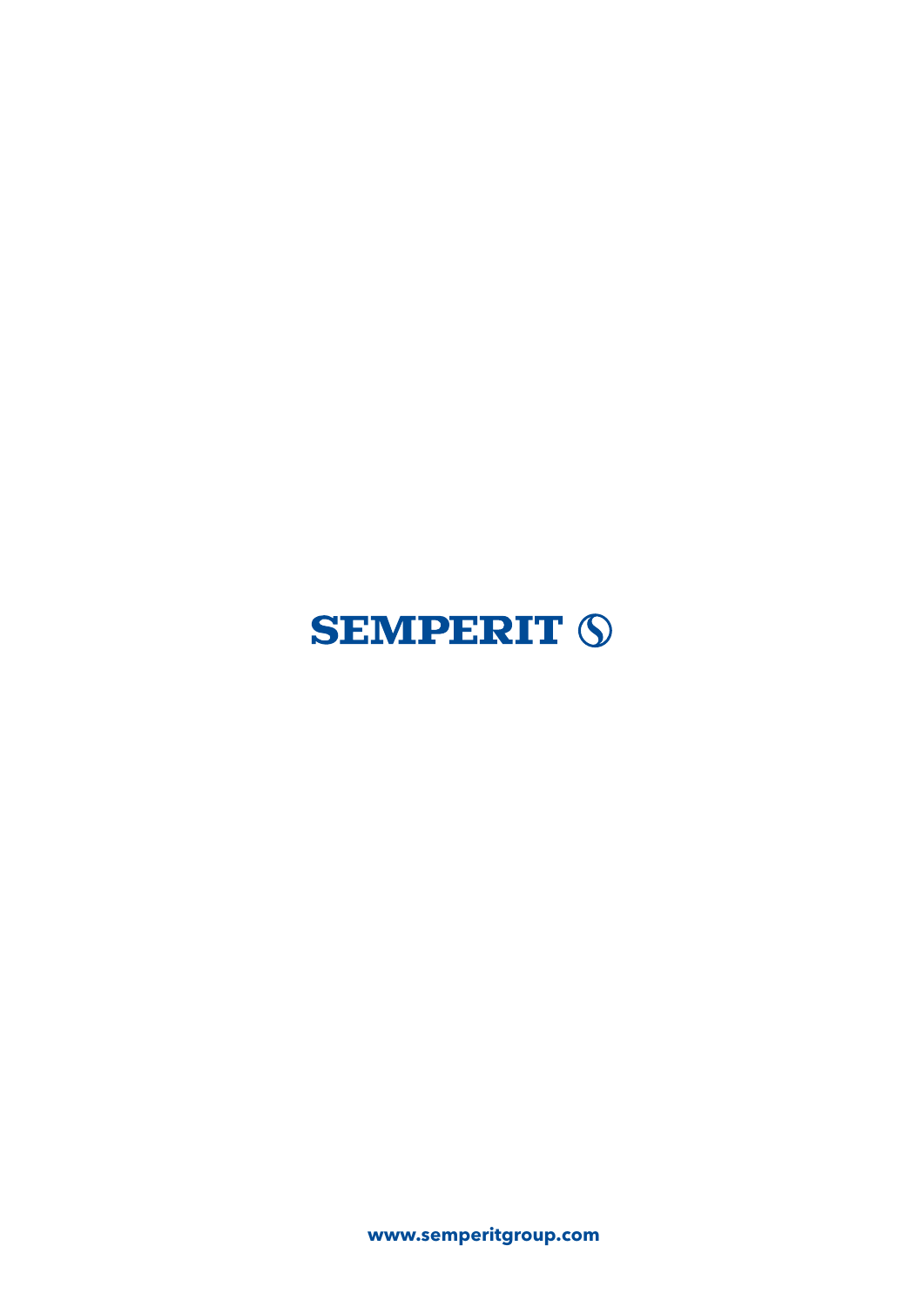SEMPERIT

**www.semperitgroup.com**